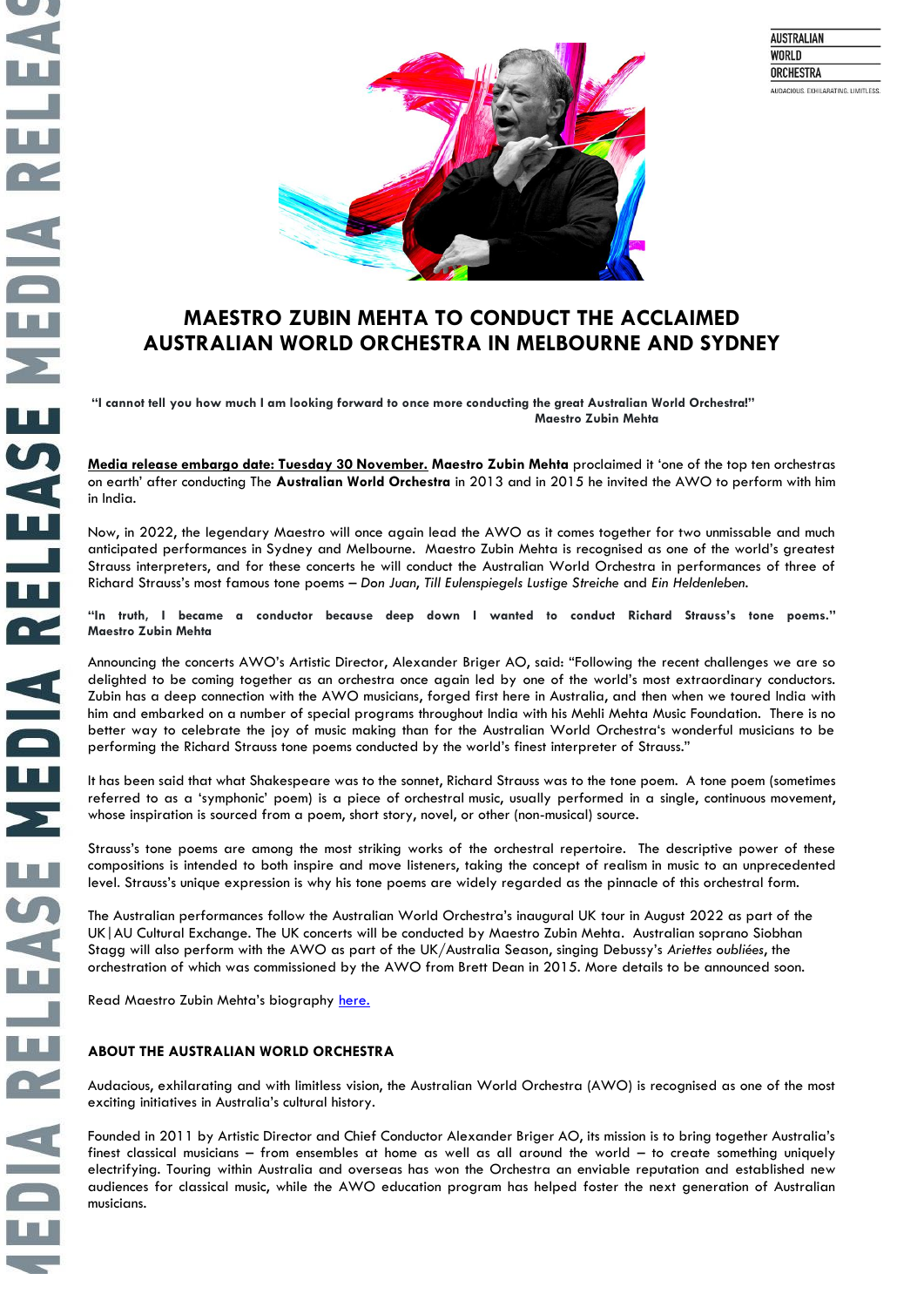AUSTRALIAN
WORLD
ORCHESTRA
AUDACIOUS. EXHILARATING. LIMITLESS.

# MAESTRO ZUBIN MEHTA TO CONDUCT THE ACCLAIMED AUSTRALIAN WORLD ORCHESTRA IN MELBOURNE AND SYDNEY

**"I cannot tell you how much I am looking forward to once more conducting the great Australian World Orchestra!"**
**Maestro Zubin Mehta**

**Media release embargo date: Tuesday 30 November.** **Maestro Zubin Mehta** proclaimed it 'one of the top ten orchestras on earth' after conducting The **Australian World Orchestra** in 2013 and in 2015 he invited the AWO to perform with him in India.

Now, in 2022, the legendary Maestro will once again lead the AWO as it comes together for two unmissable and much anticipated performances in Sydney and Melbourne. Maestro Zubin Mehta is recognised as one of the world's greatest Strauss interpreters, and for these concerts he will conduct the Australian World Orchestra in performances of three of Richard Strauss's most famous tone poems – *Don Juan*, *Till Eulenspiegels Lustige Streiche* and *Ein Heldenleben.*

**"In truth, I became a conductor because deep down I wanted to conduct Richard Strauss's tone poems." Maestro Zubin Mehta**

Announcing the concerts AWO's Artistic Director, Alexander Briger AO, said: "Following the recent challenges we are so delighted to be coming together as an orchestra once again led by one of the world's most extraordinary conductors. Zubin has a deep connection with the AWO musicians, forged first here in Australia, and then when we toured India with him and embarked on a number of special programs throughout India with his Mehli Mehta Music Foundation. There is no better way to celebrate the joy of music making than for the Australian World Orchestra's wonderful musicians to be performing the Richard Strauss tone poems conducted by the world's finest interpreter of Strauss."

It has been said that what Shakespeare was to the sonnet, Richard Strauss was to the tone poem. A tone poem (sometimes referred to as a 'symphonic' poem) is a piece of orchestral music, usually performed in a single, continuous movement, whose inspiration is sourced from a poem, short story, novel, or other (non-musical) source.

Strauss's tone poems are among the most striking works of the orchestral repertoire. The descriptive power of these compositions is intended to both inspire and move listeners, taking the concept of realism in music to an unprecedented level. Strauss's unique expression is why his tone poems are widely regarded as the pinnacle of this orchestral form.

The Australian performances follow the Australian World Orchestra's inaugural UK tour in August 2022 as part of the UK|AU Cultural Exchange. The UK concerts will be conducted by Maestro Zubin Mehta. Australian soprano Siobhan Stagg will also perform with the AWO as part of the UK/Australia Season, singing Debussy's *Ariettes oubliées*, the orchestration of which was commissioned by the AWO from Brett Dean in 2015. More details to be announced soon.

Read Maestro Zubin Mehta's biography [here.]

## ABOUT THE AUSTRALIAN WORLD ORCHESTRA

Audacious, exhilarating and with limitless vision, the Australian World Orchestra (AWO) is recognised as one of the most exciting initiatives in Australia's cultural history.

Founded in 2011 by Artistic Director and Chief Conductor Alexander Briger AO, its mission is to bring together Australia's finest classical musicians – from ensembles at home as well as all around the world – to create something uniquely electrifying. Touring within Australia and overseas has won the Orchestra an enviable reputation and established new audiences for classical music, while the AWO education program has helped foster the next generation of Australian musicians.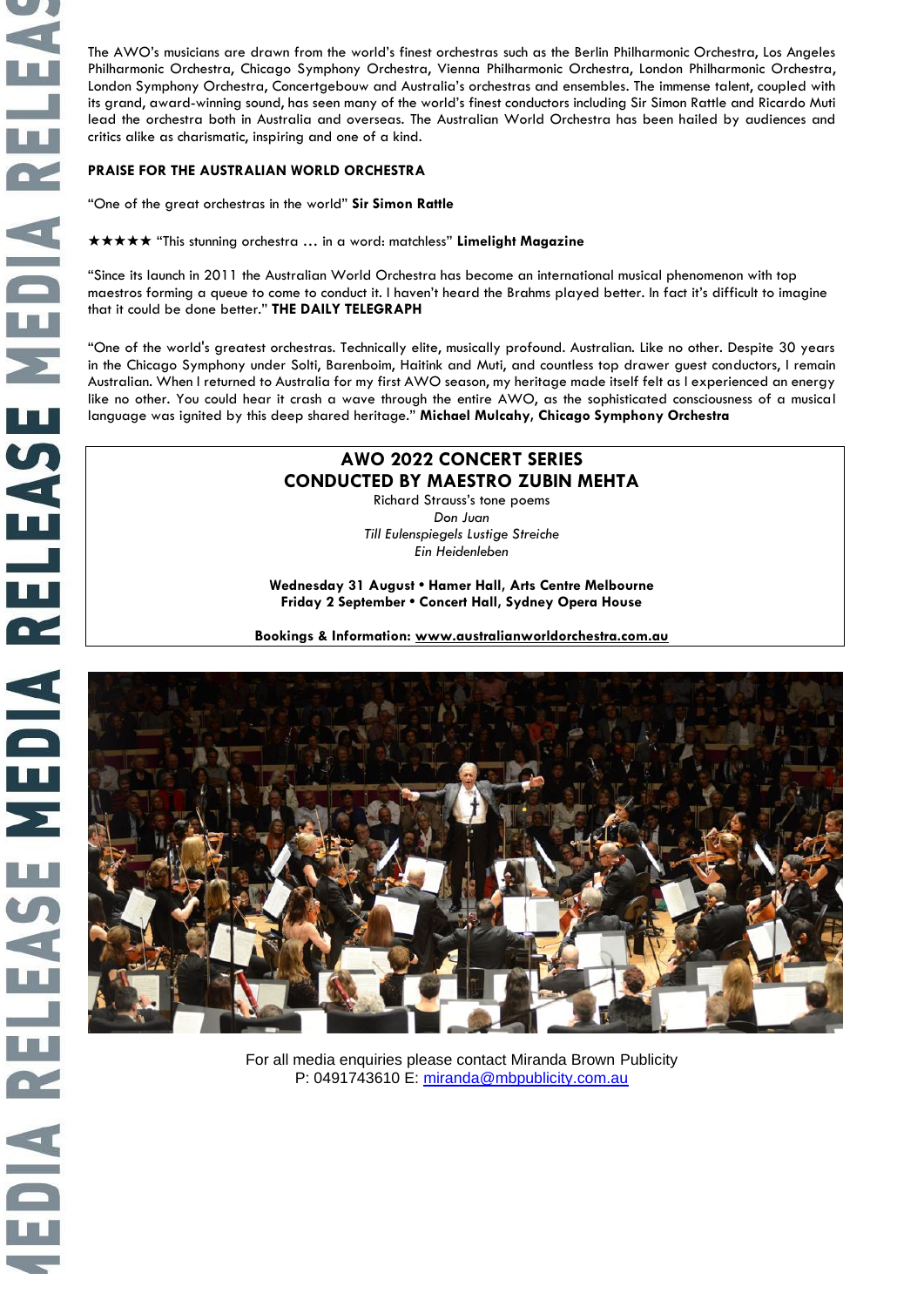The AWO's musicians are drawn from the world's finest orchestras such as the Berlin Philharmonic Orchestra, Los Angeles Philharmonic Orchestra, Chicago Symphony Orchestra, Vienna Philharmonic Orchestra, London Philharmonic Orchestra, London Symphony Orchestra, Concertgebouw and Australia's orchestras and ensembles. The immense talent, coupled with its grand, award-winning sound, has seen many of the world's finest conductors including Sir Simon Rattle and Ricardo Muti lead the orchestra both in Australia and overseas. The Australian World Orchestra has been hailed by audiences and critics alike as charismatic, inspiring and one of a kind.

**PRAISE FOR THE AUSTRALIAN WORLD ORCHESTRA**

"One of the great orchestras in the world" **Sir Simon Rattle**

★★★★★ "This stunning orchestra … in a word: matchless" **Limelight Magazine**

"Since its launch in 2011 the Australian World Orchestra has become an international musical phenomenon with top maestros forming a queue to come to conduct it. I haven't heard the Brahms played better. In fact it's difficult to imagine that it could be done better." **THE DAILY TELEGRAPH**

"One of the world's greatest orchestras. Technically elite, musically profound. Australian. Like no other. Despite 30 years in the Chicago Symphony under Solti, Barenboim, Haitink and Muti, and countless top drawer guest conductors, I remain Australian. When I returned to Australia for my first AWO season, my heritage made itself felt as I experienced an energy like no other. You could hear it crash a wave through the entire AWO, as the shared consciousness of a musical language was ignited by this deep shared heritage." **Michael Mulcahy, Chicago Symphony Orchestra**

## AWO 2022 CONCERT SERIES
## CONDUCTED BY MAESTRO ZUBIN MEHTA

Richard Strauss's tone poems
*Don Juan*
*Till Eulenspiegels Lustige Streiche*
*Ein Heidenleben*

**Wednesday 31 August • Hamer Hall, Arts Centre Melbourne**
**Friday 2 September • Concert Hall, Sydney Opera House**

**Bookings & Information: www.australianworldorchestra.com.au**

For all media enquiries please contact Miranda Brown Publicity
P: 0491743610 E: miranda@mbpublicity.com.au